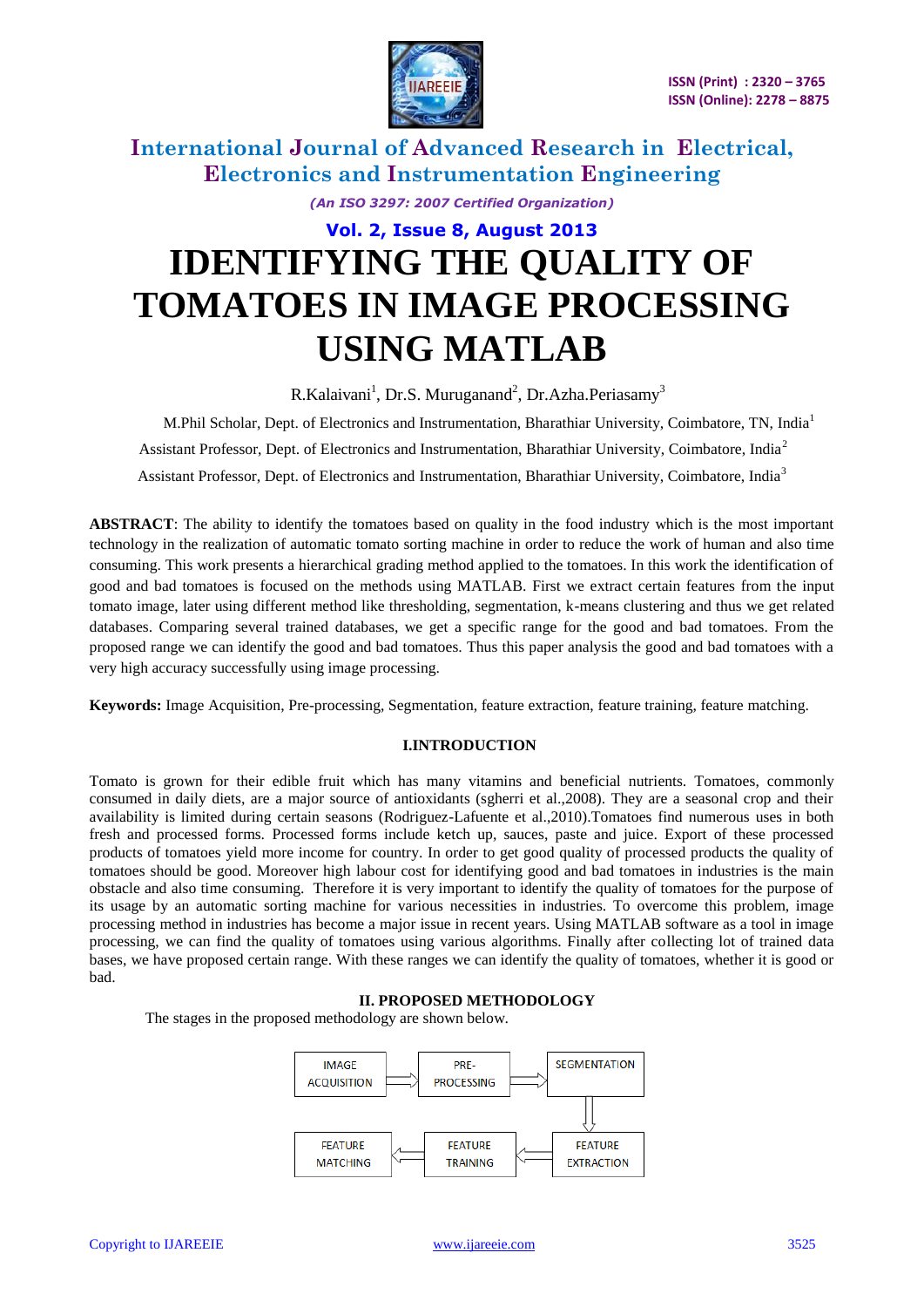# IDENTIFYING THE QUALITY OF TOMATOES IN IMAGE PROCESSING USING MATLAB

R.Kalaivani[1], Dr.S. Muruganand[2], Dr.Azha.Periasamy[3]

M.Phil Scholar, Dept. of Electronics and Instrumentation, Bharathiar University, Coimbatore, TN, India[1]

Assistant Professor, Dept. of Electronics and Instrumentation, Bharathiar University, Coimbatore, India[2]

Assistant Professor, Dept. of Electronics and Instrumentation, Bharathiar University, Coimbatore, India[3]

**ABSTRACT**: The ability to identify the tomatoes based on quality in the food industry which is the most important technology in the realization of automatic tomato sorting machine in order to reduce the work of human and also time consuming. This work presents a hierarchical grading method applied to the tomatoes. In this work the identification of good and bad tomatoes is focused on the methods using MATLAB. First we extract certain features from the input tomato image, later using different method like thresholding, segmentation, k-means clustering and thus we get related databases. Comparing several trained databases, we get a specific range for the good and bad tomatoes. From the proposed range we can identify the good and bad tomatoes. Thus this paper analysis the good and bad tomatoes with a very high accuracy successfully using image processing.

**Keywords:** Image Acquisition, Pre-processing, Segmentation, feature extraction, feature training, feature matching.

## I.INTRODUCTION

Tomato is grown for their edible fruit which has many vitamins and beneficial nutrients. Tomatoes, commonly consumed in daily diets, are a major source of antioxidants (sgherri et al.,2008). They are a seasonal crop and their availability is limited during certain seasons (Rodriguez-Lafuente et al.,2010).Tomatoes find numerous uses in both fresh and processed forms. Processed forms include ketch up, sauces, paste and juice. Export of these processed products of tomatoes yield more income for country. In order to get good quality of processed products the quality of tomatoes should be good. Moreover high labour cost for identifying good and bad tomatoes in industries is the main obstacle and also time consuming. Therefore it is very important to identify the quality of tomatoes for the purpose of its usage by an automatic sorting machine for various necessities in industries. To overcome this problem, image processing method in industries has become a major issue in recent years. Using MATLAB software as a tool in image processing, we can find the quality of tomatoes using various algorithms. Finally after collecting lot of trained data bases, we have proposed certain range. With these ranges we can identify the quality of tomatoes, whether it is good or bad.

## II. PROPOSED METHODOLOGY

The stages in the proposed methodology are shown below.

IMAGE ACQUISITION → PRE-PROCESSING → SEGMENTATION → FEATURE EXTRACTION → FEATURE TRAINING → FEATURE MATCHING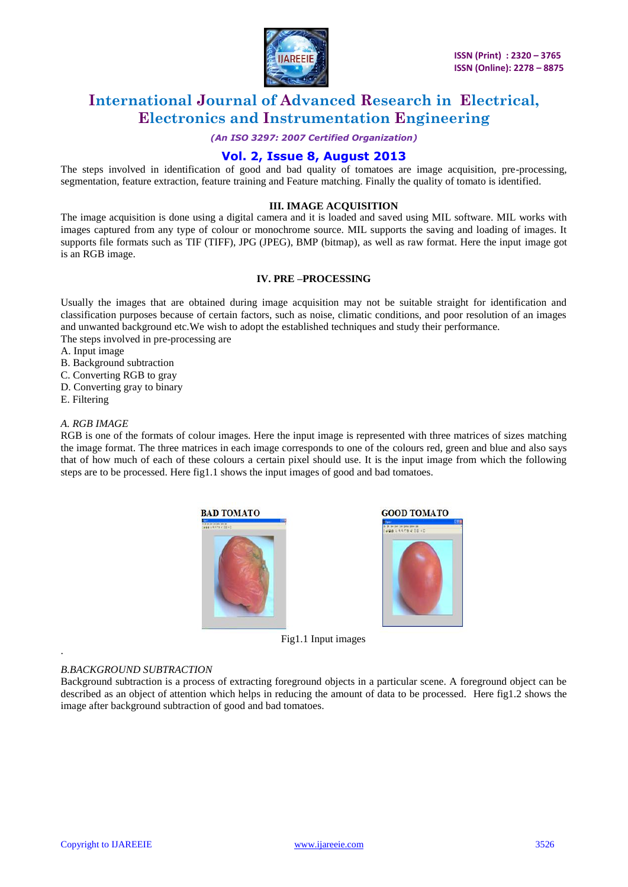The steps involved in identification of good and bad quality of tomatoes are image acquisition, pre-processing, segmentation, feature extraction, feature training and Feature matching. Finally the quality of tomato is identified.

## III. IMAGE ACQUISITION

The image acquisition is done using a digital camera and it is loaded and saved using MIL software. MIL works with images captured from any type of colour or monochrome source. MIL supports the saving and loading of images. It supports file formats such as TIF (TIFF), JPG (JPEG), BMP (bitmap), as well as raw format. Here the input image got is an RGB image.

## IV. PRE –PROCESSING

Usually the images that are obtained during image acquisition may not be suitable straight for identification and classification purposes because of certain factors, such as noise, climatic conditions, and poor resolution of an images and unwanted background etc.We wish to adopt the established techniques and study their performance.

The steps involved in pre-processing are

A. Input image
B. Background subtraction
C. Converting RGB to gray
D. Converting gray to binary
E. Filtering

*A. RGB IMAGE*

RGB is one of the formats of colour images. Here the input image is represented with three matrices of sizes matching the image format. The three matrices in each image corresponds to one of the colours red, green and blue and also says that of how much of each of these colours a certain pixel should use. It is the input image from which the following steps are to be processed. Here fig1.1 shows the input images of good and bad tomatoes.

BAD TOMATO GOOD TOMATO

Fig1.1 Input images

*B.BACKGROUND SUBTRACTION*

Background subtraction is a process of extracting foreground objects in a particular scene. A foreground object can be described as an object of attention which helps in reducing the amount of data to be processed. Here fig1.2 shows the image after background subtraction of good and bad tomatoes.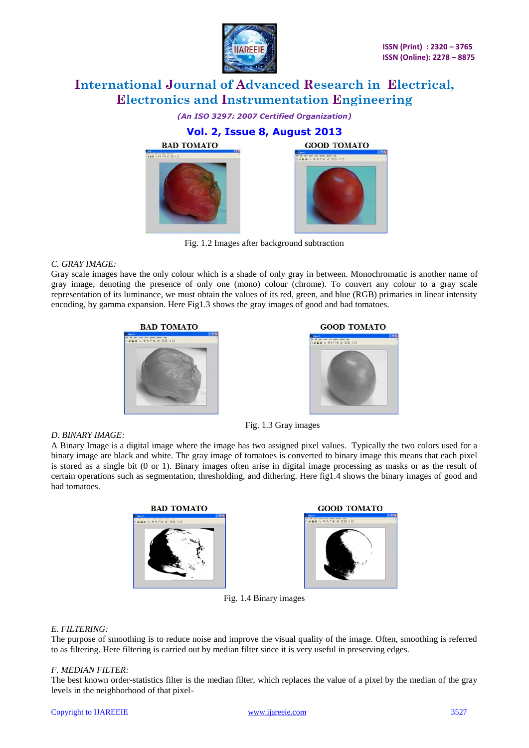BAD TOMATO GOOD TOMATO

Fig. 1.2 Images after background subtraction

### *C. GRAY IMAGE:*

Gray scale images have the only colour which is a shade of only gray in between. Monochromatic is another name of gray image, denoting the presence of only one (mono) colour (chrome). To convert any colour to a gray scale representation of its luminance, we must obtain the values of its red, green, and blue (RGB) primaries in linear intensity encoding, by gamma expansion. Here Fig1.3 shows the gray images of good and bad tomatoes.

BAD TOMATO GOOD TOMATO

Fig. 1.3 Gray images

### *D. BINARY IMAGE:*

A Binary Image is a digital image where the image has two assigned pixel values. Typically the two colors used for a binary image are black and white. The gray image of tomatoes is converted to binary image this means that each pixel is stored as a single bit (0 or 1). Binary images often arise in digital image processing as masks or as the result of certain operations such as segmentation, thresholding, and dithering. Here fig1.4 shows the binary images of good and bad tomatoes.

BAD TOMATO GOOD TOMATO

Fig. 1.4 Binary images

### *E. FILTERING:*

The purpose of smoothing is to reduce noise and improve the visual quality of the image. Often, smoothing is referred to as filtering. Here filtering is carried out by median filter since it is very useful in preserving edges.

### *F. MEDIAN FILTER:*

The best known order-statistics filter is the median filter, which replaces the value of a pixel by the median of the gray levels in the neighborhood of that pixel-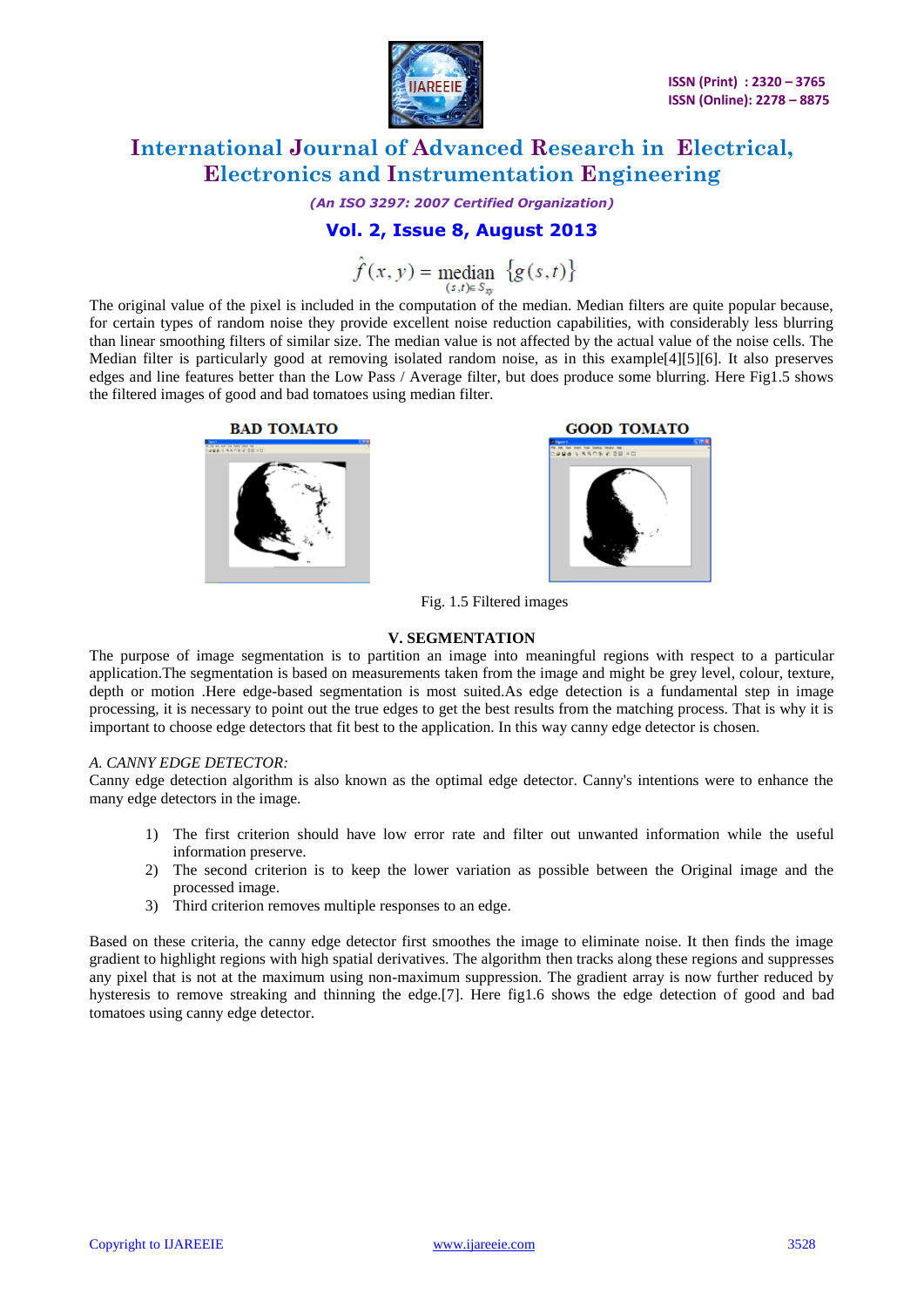$$\hat{f}(x,y) = \underset{(s,t)\in S_{xy}}{\text{median}} \{g(s,t)\}$$

The original value of the pixel is included in the computation of the median. Median filters are quite popular because, for certain types of random noise they provide excellent noise reduction capabilities, with considerably less blurring than linear smoothing filters of similar size. The median value is not affected by the actual value of the noise cells. The Median filter is particularly good at removing isolated random noise, as in this example[4][5][6]. It also preserves edges and line features better than the Low Pass / Average filter, but does produce some blurring. Here Fig1.5 shows the filtered images of good and bad tomatoes using median filter.

BAD TOMATO GOOD TOMATO

Fig. 1.5 Filtered images

## V. SEGMENTATION

The purpose of image segmentation is to partition an image into meaningful regions with respect to a particular application.The segmentation is based on measurements taken from the image and might be grey level, colour, texture, depth or motion .Here edge-based segmentation is most suited.As edge detection is a fundamental step in image processing, it is necessary to point out the true edges to get the best results from the matching process. That is why it is important to choose edge detectors that fit best to the application. In this way canny edge detector is chosen.

### *A. CANNY EDGE DETECTOR:*

Canny edge detection algorithm is also known as the optimal edge detector. Canny's intentions were to enhance the many edge detectors in the image.

1) The first criterion should have low error rate and filter out unwanted information while the useful information preserve.
2) The second criterion is to keep the lower variation as possible between the Original image and the processed image.
3) Third criterion removes multiple responses to an edge.

Based on these criteria, the canny edge detector first smoothes the image to eliminate noise. It then finds the image gradient to highlight regions with high spatial derivatives. The algorithm then tracks along these regions and suppresses any pixel that is not at the maximum using non-maximum suppression. The gradient array is now further reduced by hysteresis to remove streaking and thinning the edge.[7]. Here fig1.6 shows the edge detection of good and bad tomatoes using canny edge detector.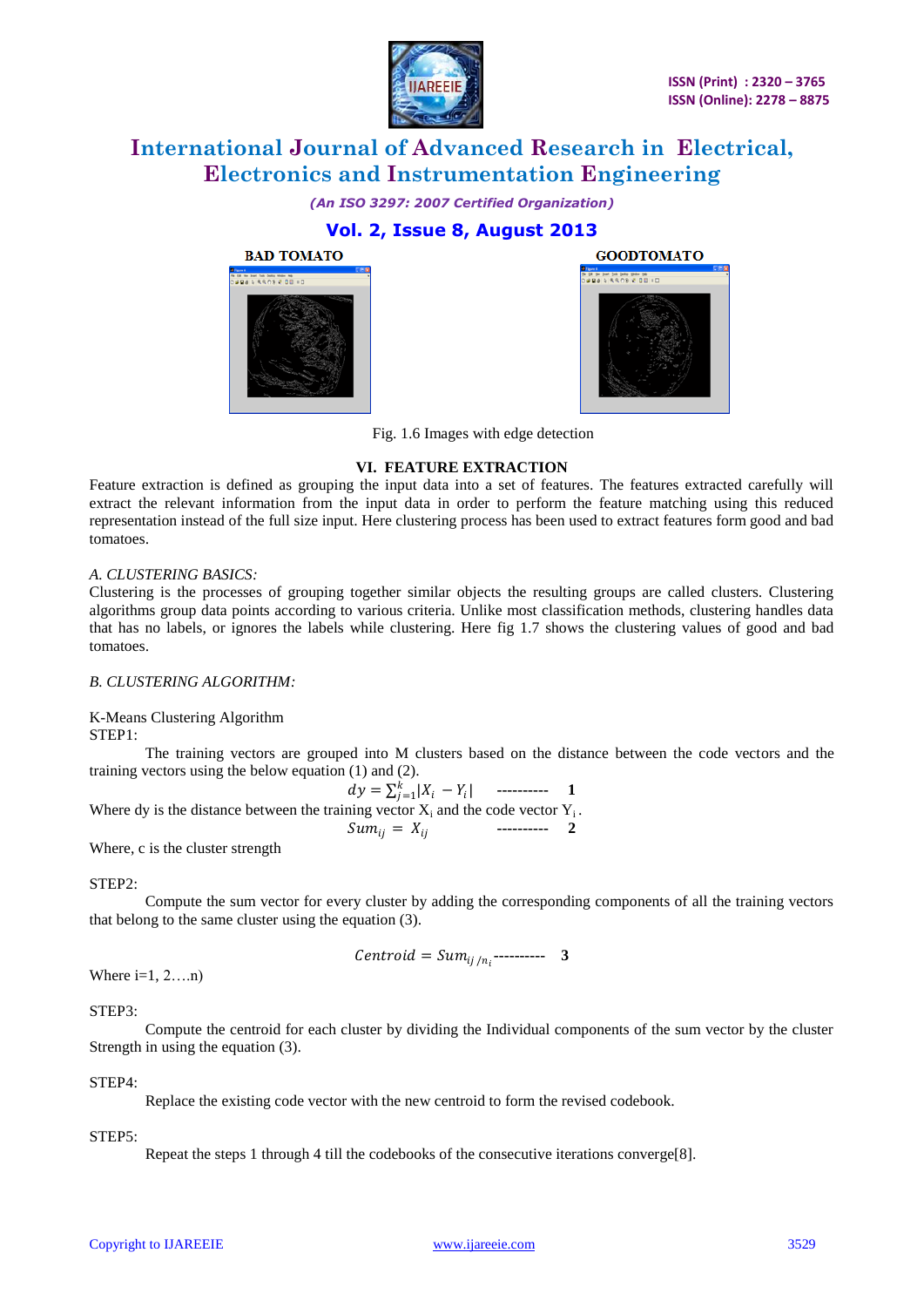BAD TOMATO

GOODTOMATO

Fig. 1.6 Images with edge detection

## VI. FEATURE EXTRACTION

Feature extraction is defined as grouping the input data into a set of features. The features extracted carefully will extract the relevant information from the input data in order to perform the feature matching using this reduced representation instead of the full size input. Here clustering process has been used to extract features form good and bad tomatoes.

### *A. CLUSTERING BASICS:*

Clustering is the processes of grouping together similar objects the resulting groups are called clusters. Clustering algorithms group data points according to various criteria. Unlike most classification methods, clustering handles data that has no labels, or ignores the labels while clustering. Here fig 1.7 shows the clustering values of good and bad tomatoes.

### *B. CLUSTERING ALGORITHM:*

K-Means Clustering Algorithm

STEP1:

The training vectors are grouped into M clusters based on the distance between the code vectors and the training vectors using the below equation (1) and (2).

$$dy = \sum_{j=1}^{k} |X_i - Y_i| \quad \text{----------} \quad \mathbf{1}$$

Where dy is the distance between the training vector $X_i$ and the code vector $Y_i$.

$$Sum_{ij} = X_{ij} \quad \text{----------} \quad \mathbf{2}$$

Where, c is the cluster strength

STEP2:

Compute the sum vector for every cluster by adding the corresponding components of all the training vectors that belong to the same cluster using the equation (3).

$$Centroid = Sum_{ij\,/n_i} \text{----------} \quad \mathbf{3}$$

Where i=1, 2….n)

STEP3:

Compute the centroid for each cluster by dividing the Individual components of the sum vector by the cluster Strength in using the equation (3).

STEP4:

Replace the existing code vector with the new centroid to form the revised codebook.

STEP5:

Repeat the steps 1 through 4 till the codebooks of the consecutive iterations converge[8].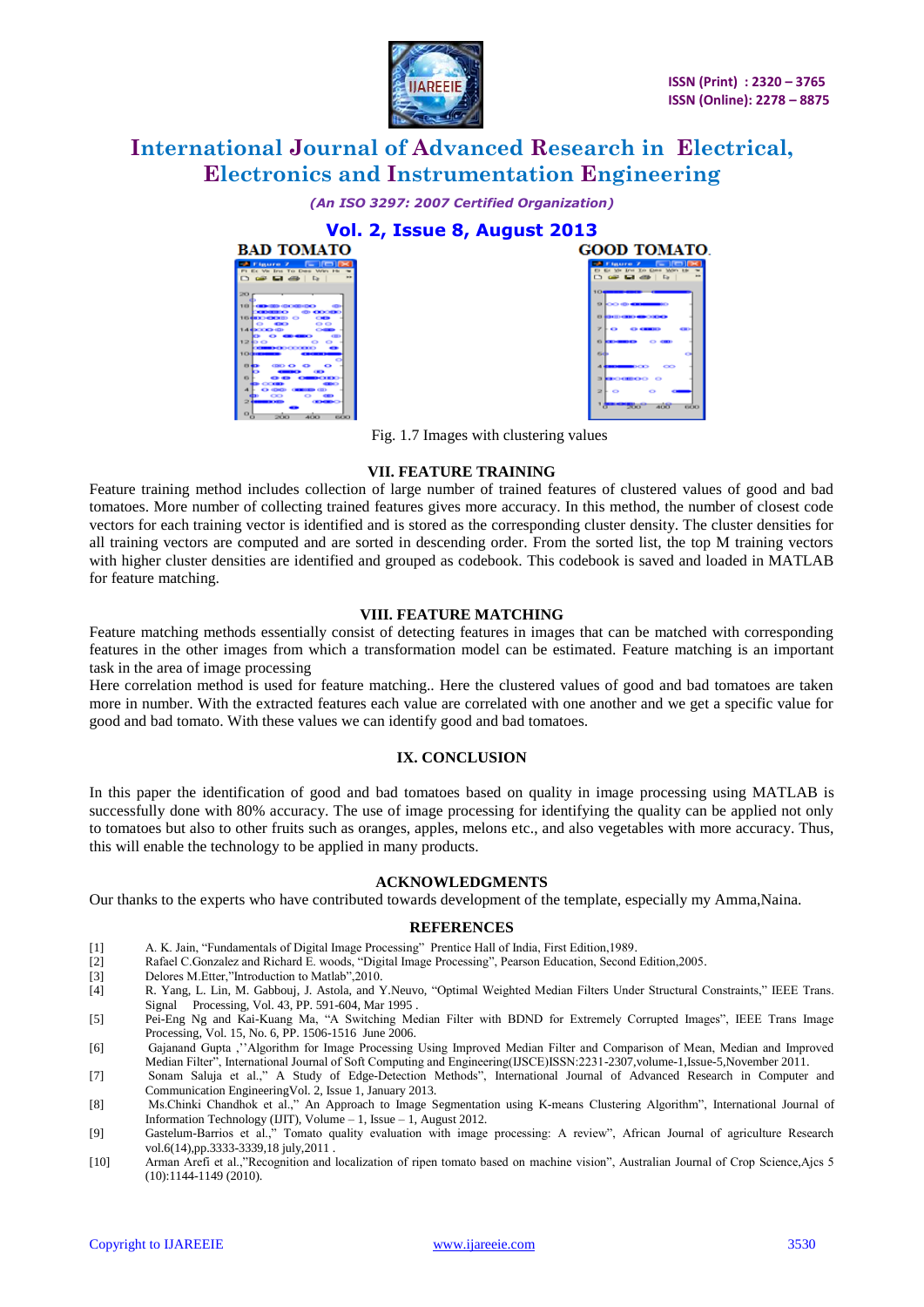BAD TOMATO

GOOD TOMATO

Fig. 1.7 Images with clustering values

## VII. FEATURE TRAINING

Feature training method includes collection of large number of trained features of clustered values of good and bad tomatoes. More number of collecting trained features gives more accuracy. In this method, the number of closest code vectors for each training vector is identified and is stored as the corresponding cluster density. The cluster densities for all training vectors are computed and are sorted in descending order. From the sorted list, the top M training vectors with higher cluster densities are identified and grouped as codebook. This codebook is saved and loaded in MATLAB for feature matching.

## VIII. FEATURE MATCHING

Feature matching methods essentially consist of detecting features in images that can be matched with corresponding features in the other images from which a transformation model can be estimated. Feature matching is an important task in the area of image processing

Here correlation method is used for feature matching.. Here the clustered values of good and bad tomatoes are taken more in number. With the extracted features each value are correlated with one another and we get a specific value for good and bad tomato. With these values we can identify good and bad tomatoes.

## IX. CONCLUSION

In this paper the identification of good and bad tomatoes based on quality in image processing using MATLAB is successfully done with 80% accuracy. The use of image processing for identifying the quality can be applied not only to tomatoes but also to other fruits such as oranges, apples, melons etc., and also vegetables with more accuracy. Thus, this will enable the technology to be applied in many products.

## ACKNOWLEDGMENTS

Our thanks to the experts who have contributed towards development of the template, especially my Amma,Naina.

## REFERENCES

[1] A. K. Jain, "Fundamentals of Digital Image Processing" Prentice Hall of India, First Edition,1989.

[2] Rafael C.Gonzalez and Richard E. woods, "Digital Image Processing", Pearson Education, Second Edition,2005.

[3] Delores M.Etter,"Introduction to Matlab",2010.

[4] R. Yang, L. Lin, M. Gabbouj, J. Astola, and Y.Neuvo, "Optimal Weighted Median Filters Under Structural Constraints," IEEE Trans. Signal Processing, Vol. 43, PP. 591-604, Mar 1995 .

[5] Pei-Eng Ng and Kai-Kuang Ma, "A Switching Median Filter with BDND for Extremely Corrupted Images", IEEE Trans Image Processing, Vol. 15, No. 6, PP. 1506-1516 June 2006.

[6] Gajanand Gupta ,''Algorithm for Image Processing Using Improved Median Filter and Comparison of Mean, Median and Improved Median Filter", International Journal of Soft Computing and Engineering(IJSCE)ISSN:2231-2307,volume-1,Issue-5,November 2011.

[7] Sonam Saluja et al.," A Study of Edge-Detection Methods", International Journal of Advanced Research in Computer and Communication EngineeringVol. 2, Issue 1, January 2013.

[8] Ms.Chinki Chandhok et al.," An Approach to Image Segmentation using K-means Clustering Algorithm", International Journal of Information Technology (IJIT), Volume – 1, Issue – 1, August 2012.

[9] Gastelum-Barrios et al.," Tomato quality evaluation with image processing: A review", African Journal of agriculture Research vol.6(14),pp.3333-3339,18 july,2011 .

[10] Arman Arefi et al.,"Recognition and localization of ripen tomato based on machine vision", Australian Journal of Crop Science,Ajcs 5 (10):1144-1149 (2010).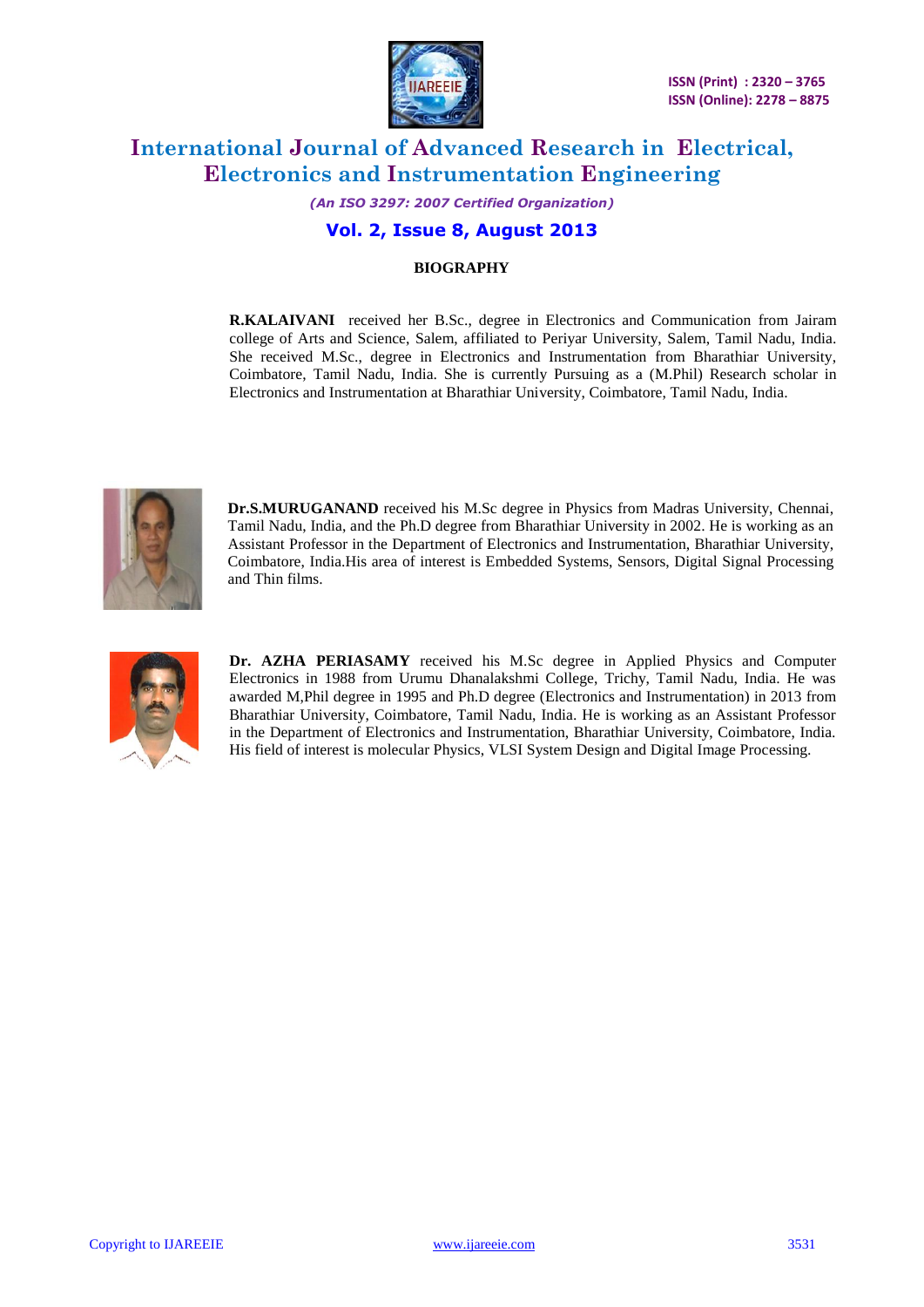## BIOGRAPHY

**R.KALAIVANI** received her B.Sc., degree in Electronics and Communication from Jairam college of Arts and Science, Salem, affiliated to Periyar University, Salem, Tamil Nadu, India. She received M.Sc., degree in Electronics and Instrumentation from Bharathiar University, Coimbatore, Tamil Nadu, India. She is currently Pursuing as a (M.Phil) Research scholar in Electronics and Instrumentation at Bharathiar University, Coimbatore, Tamil Nadu, India.

**Dr.S.MURUGANAND** received his M.Sc degree in Physics from Madras University, Chennai, Tamil Nadu, India, and the Ph.D degree from Bharathiar University in 2002. He is working as an Assistant Professor in the Department of Electronics and Instrumentation, Bharathiar University, Coimbatore, India.His area of interest is Embedded Systems, Sensors, Digital Signal Processing and Thin films.

**Dr. AZHA PERIASAMY** received his M.Sc degree in Applied Physics and Computer Electronics in 1988 from Urumu Dhanalakshmi College, Trichy, Tamil Nadu, India. He was awarded M,Phil degree in 1995 and Ph.D degree (Electronics and Instrumentation) in 2013 from Bharathiar University, Coimbatore, Tamil Nadu, India. He is working as an Assistant Professor in the Department of Electronics and Instrumentation, Bharathiar University, Coimbatore, India. His field of interest is molecular Physics, VLSI System Design and Digital Image Processing.